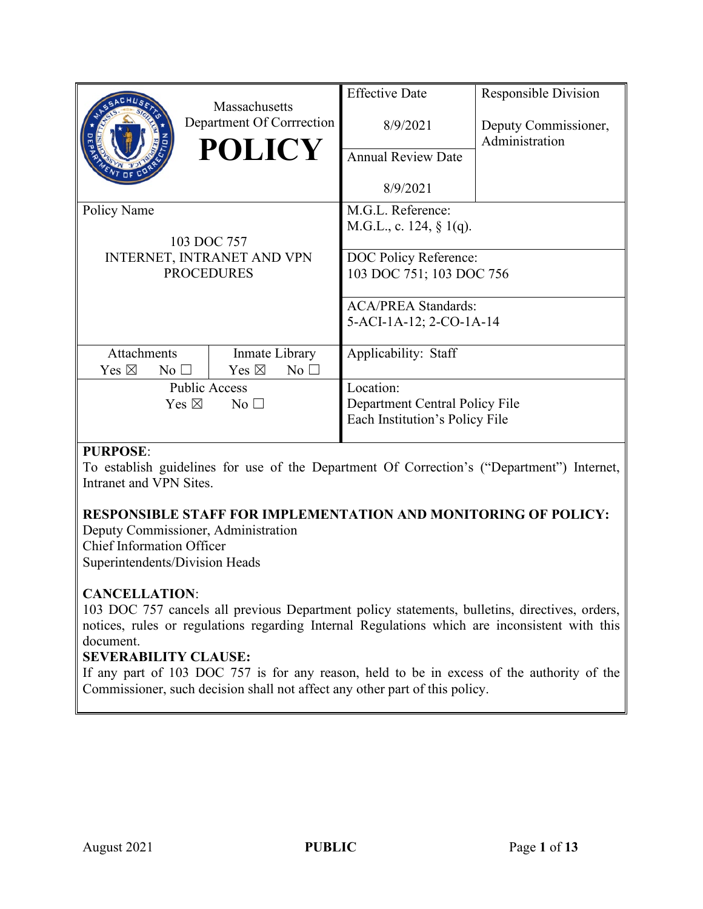| Massachusetts Department Of Corrrection **POLICY** | Effective Date<br><br>8/9/2021 | Responsible Division<br><br>Deputy Commissioner, Administration |
|---|---|---|
| | Annual Review Date<br><br>8/9/2021 | |
| Policy Name<br><br>103 DOC 757<br>INTERNET, INTRANET AND VPN PROCEDURES | M.G.L. Reference:<br>M.G.L., c. 124, § 1(q). | |
| | DOC Policy Reference:<br>103 DOC 751; 103 DOC 756 | |
| | ACA/PREA Standards:<br>5-ACI-1A-12; 2-CO-1A-14 | |
| Attachments: Yes ☒ No ☐ / Inmate Library: Yes ☒ No ☐ | Applicability: Staff | |
| Public Access: Yes ☒ No ☐ | Location:<br>Department Central Policy File<br>Each Institution's Policy File | |

**PURPOSE**:
To establish guidelines for use of the Department Of Correction's ("Department") Internet, Intranet and VPN Sites.

**RESPONSIBLE STAFF FOR IMPLEMENTATION AND MONITORING OF POLICY:**
Deputy Commissioner, Administration
Chief Information Officer
Superintendents/Division Heads

**CANCELLATION**:
103 DOC 757 cancels all previous Department policy statements, bulletins, directives, orders, notices, rules or regulations regarding Internal Regulations which are inconsistent with this document.

**SEVERABILITY CLAUSE:**
If any part of 103 DOC 757 is for any reason, held to be in excess of the authority of the Commissioner, such decision shall not affect any other part of this policy.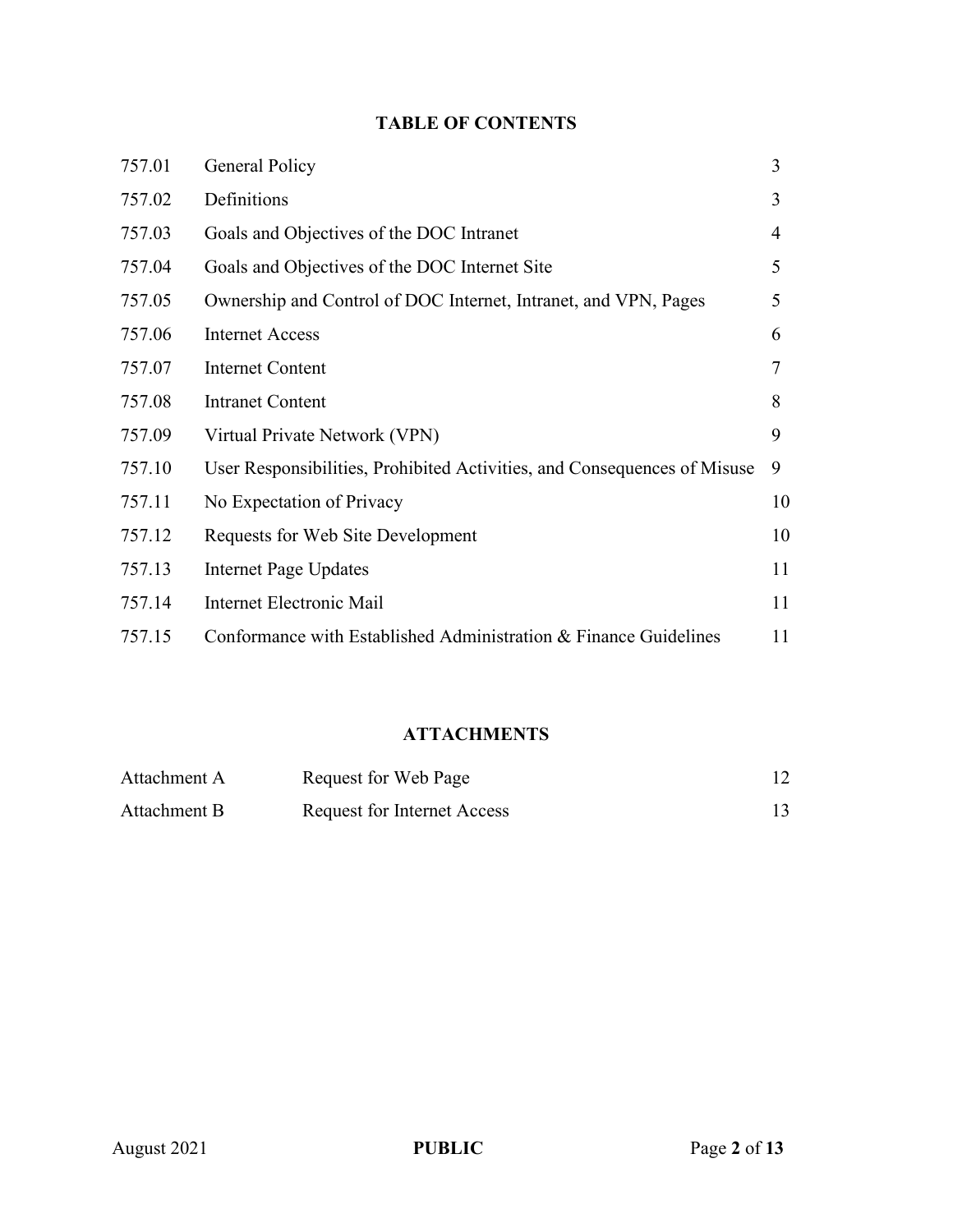## TABLE OF CONTENTS

| | | |
|---|---|---|
| 757.01 | General Policy | 3 |
| 757.02 | Definitions | 3 |
| 757.03 | Goals and Objectives of the DOC Intranet | 4 |
| 757.04 | Goals and Objectives of the DOC Internet Site | 5 |
| 757.05 | Ownership and Control of DOC Internet, Intranet, and VPN, Pages | 5 |
| 757.06 | Internet Access | 6 |
| 757.07 | Internet Content | 7 |
| 757.08 | Intranet Content | 8 |
| 757.09 | Virtual Private Network (VPN) | 9 |
| 757.10 | User Responsibilities, Prohibited Activities, and Consequences of Misuse | 9 |
| 757.11 | No Expectation of Privacy | 10 |
| 757.12 | Requests for Web Site Development | 10 |
| 757.13 | Internet Page Updates | 11 |
| 757.14 | Internet Electronic Mail | 11 |
| 757.15 | Conformance with Established Administration & Finance Guidelines | 11 |

## ATTACHMENTS

| | | |
|---|---|---|
| Attachment A | Request for Web Page | 12 |
| Attachment B | Request for Internet Access | 13 |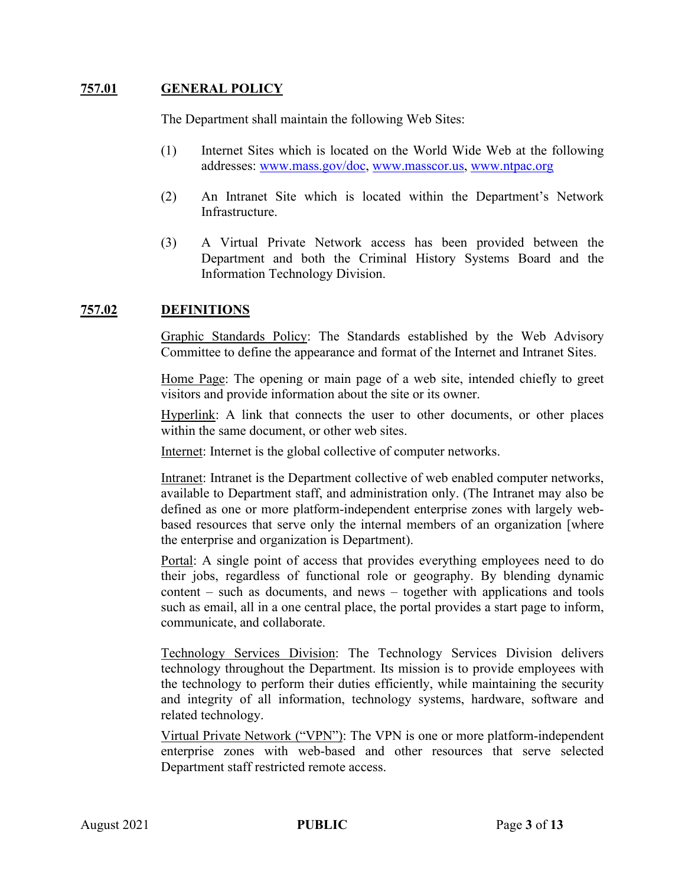## 757.01 GENERAL POLICY

The Department shall maintain the following Web Sites:

(1) Internet Sites which is located on the World Wide Web at the following addresses: www.mass.gov/doc, www.masscor.us, www.ntpac.org

(2) An Intranet Site which is located within the Department's Network Infrastructure.

(3) A Virtual Private Network access has been provided between the Department and both the Criminal History Systems Board and the Information Technology Division.

## 757.02 DEFINITIONS

Graphic Standards Policy: The Standards established by the Web Advisory Committee to define the appearance and format of the Internet and Intranet Sites.

Home Page: The opening or main page of a web site, intended chiefly to greet visitors and provide information about the site or its owner.

Hyperlink: A link that connects the user to other documents, or other places within the same document, or other web sites.

Internet: Internet is the global collective of computer networks.

Intranet: Intranet is the Department collective of web enabled computer networks, available to Department staff, and administration only. (The Intranet may also be defined as one or more platform-independent enterprise zones with largely web-based resources that serve only the internal members of an organization [where the enterprise and organization is Department).

Portal: A single point of access that provides everything employees need to do their jobs, regardless of functional role or geography. By blending dynamic content – such as documents, and news – together with applications and tools such as email, all in a one central place, the portal provides a start page to inform, communicate, and collaborate.

Technology Services Division: The Technology Services Division delivers technology throughout the Department. Its mission is to provide employees with the technology to perform their duties efficiently, while maintaining the security and integrity of all information, technology systems, hardware, software and related technology.

Virtual Private Network ("VPN"): The VPN is one or more platform-independent enterprise zones with web-based and other resources that serve selected Department staff restricted remote access.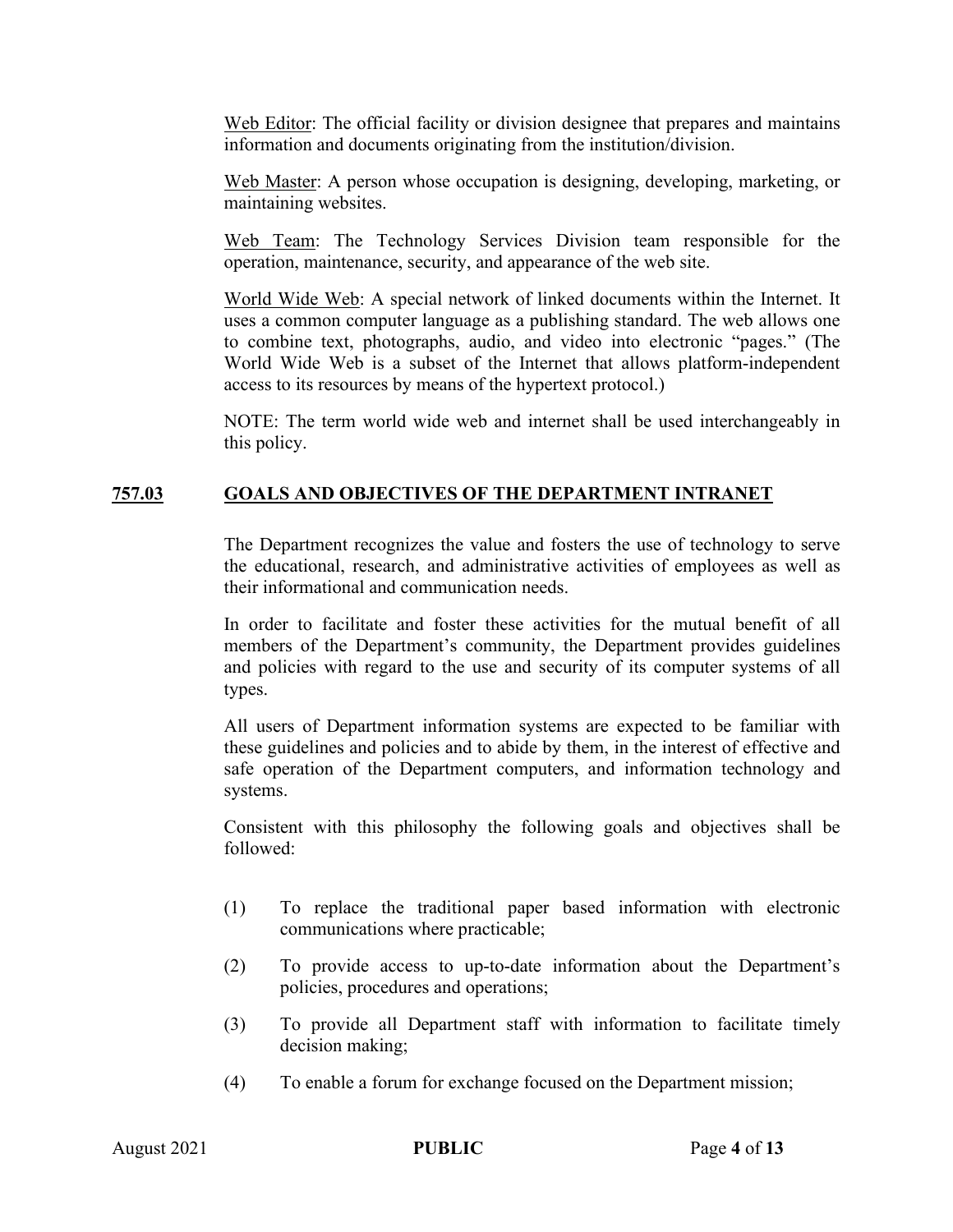<u>Web Editor</u>: The official facility or division designee that prepares and maintains information and documents originating from the institution/division.

<u>Web Master</u>: A person whose occupation is designing, developing, marketing, or maintaining websites.

<u>Web Team</u>: The Technology Services Division team responsible for the operation, maintenance, security, and appearance of the web site.

<u>World Wide Web</u>: A special network of linked documents within the Internet. It uses a common computer language as a publishing standard. The web allows one to combine text, photographs, audio, and video into electronic "pages." (The World Wide Web is a subset of the Internet that allows platform-independent access to its resources by means of the hypertext protocol.)

NOTE: The term world wide web and internet shall be used interchangeably in this policy.

## 757.03 GOALS AND OBJECTIVES OF THE DEPARTMENT INTRANET

The Department recognizes the value and fosters the use of technology to serve the educational, research, and administrative activities of employees as well as their informational and communication needs.

In order to facilitate and foster these activities for the mutual benefit of all members of the Department's community, the Department provides guidelines and policies with regard to the use and security of its computer systems of all types.

All users of Department information systems are expected to be familiar with these guidelines and policies and to abide by them, in the interest of effective and safe operation of the Department computers, and information technology and systems.

Consistent with this philosophy the following goals and objectives shall be followed:

(1) To replace the traditional paper based information with electronic communications where practicable;

(2) To provide access to up-to-date information about the Department's policies, procedures and operations;

(3) To provide all Department staff with information to facilitate timely decision making;

(4) To enable a forum for exchange focused on the Department mission;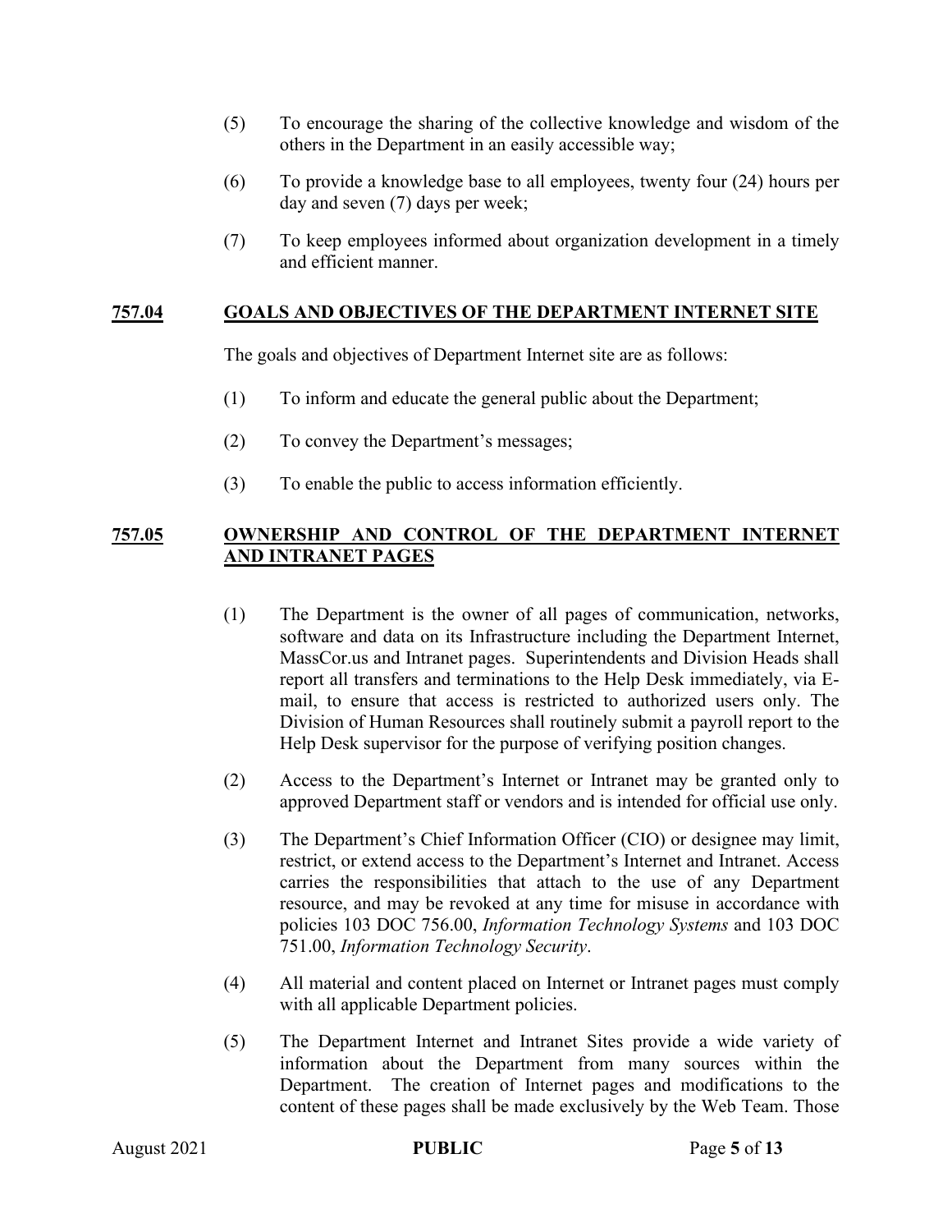(5) To encourage the sharing of the collective knowledge and wisdom of the others in the Department in an easily accessible way;

(6) To provide a knowledge base to all employees, twenty four (24) hours per day and seven (7) days per week;

(7) To keep employees informed about organization development in a timely and efficient manner.

## 757.04 GOALS AND OBJECTIVES OF THE DEPARTMENT INTERNET SITE

The goals and objectives of Department Internet site are as follows:

(1) To inform and educate the general public about the Department;

(2) To convey the Department's messages;

(3) To enable the public to access information efficiently.

## 757.05 OWNERSHIP AND CONTROL OF THE DEPARTMENT INTERNET AND INTRANET PAGES

(1) The Department is the owner of all pages of communication, networks, software and data on its Infrastructure including the Department Internet, MassCor.us and Intranet pages. Superintendents and Division Heads shall report all transfers and terminations to the Help Desk immediately, via E-mail, to ensure that access is restricted to authorized users only. The Division of Human Resources shall routinely submit a payroll report to the Help Desk supervisor for the purpose of verifying position changes.

(2) Access to the Department's Internet or Intranet may be granted only to approved Department staff or vendors and is intended for official use only.

(3) The Department's Chief Information Officer (CIO) or designee may limit, restrict, or extend access to the Department's Internet and Intranet. Access carries the responsibilities that attach to the use of any Department resource, and may be revoked at any time for misuse in accordance with policies 103 DOC 756.00, *Information Technology Systems* and 103 DOC 751.00, *Information Technology Security*.

(4) All material and content placed on Internet or Intranet pages must comply with all applicable Department policies.

(5) The Department Internet and Intranet Sites provide a wide variety of information about the Department from many sources within the Department. The creation of Internet pages and modifications to the content of these pages shall be made exclusively by the Web Team. Those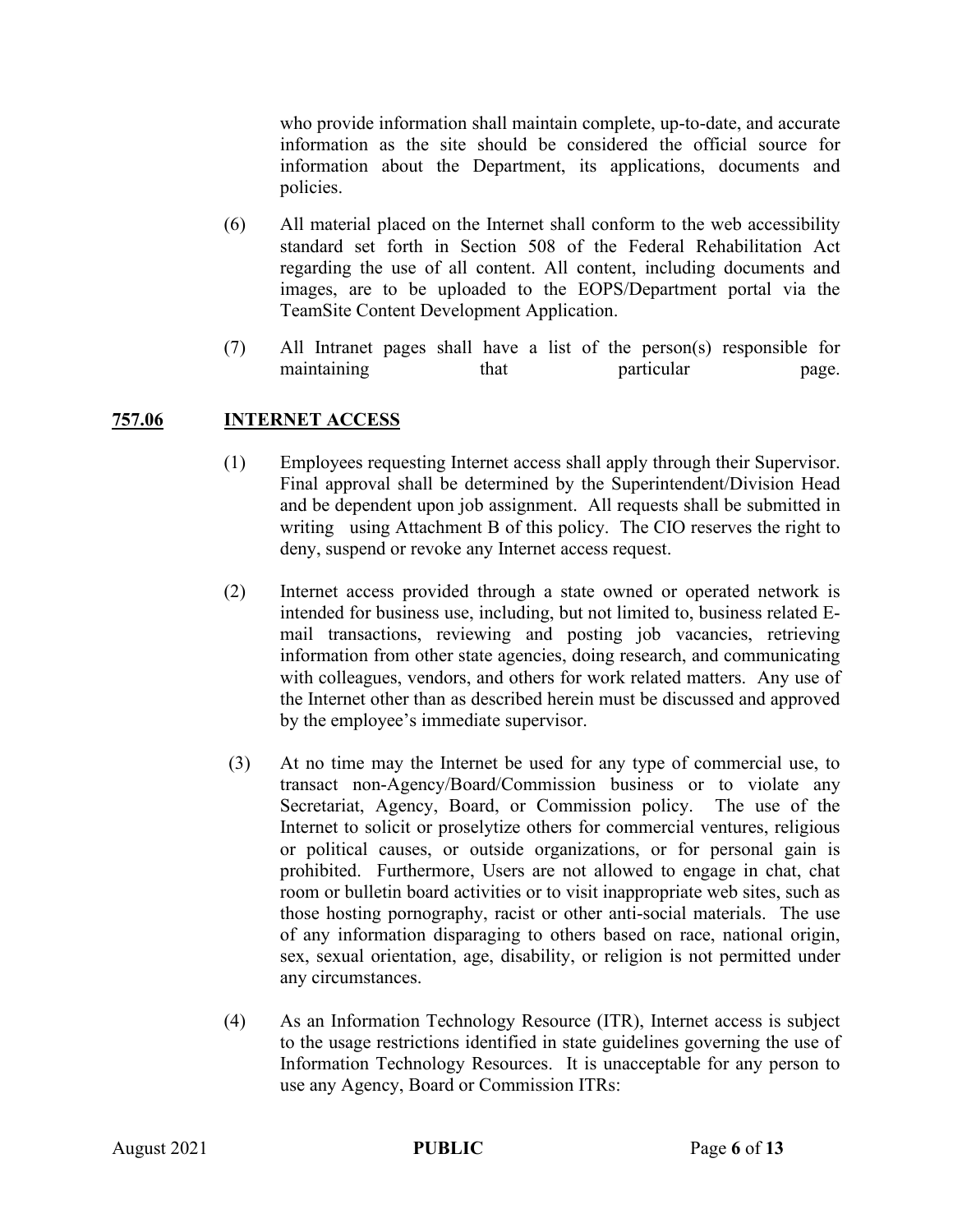who provide information shall maintain complete, up-to-date, and accurate information as the site should be considered the official source for information about the Department, its applications, documents and policies.

(6) All material placed on the Internet shall conform to the web accessibility standard set forth in Section 508 of the Federal Rehabilitation Act regarding the use of all content. All content, including documents and images, are to be uploaded to the EOPS/Department portal via the TeamSite Content Development Application.

(7) All Intranet pages shall have a list of the person(s) responsible for maintaining that particular page.

## **757.06 INTERNET ACCESS**

(1) Employees requesting Internet access shall apply through their Supervisor. Final approval shall be determined by the Superintendent/Division Head and be dependent upon job assignment. All requests shall be submitted in writing using Attachment B of this policy. The CIO reserves the right to deny, suspend or revoke any Internet access request.

(2) Internet access provided through a state owned or operated network is intended for business use, including, but not limited to, business related E-mail transactions, reviewing and posting job vacancies, retrieving information from other state agencies, doing research, and communicating with colleagues, vendors, and others for work related matters. Any use of the Internet other than as described herein must be discussed and approved by the employee's immediate supervisor.

(3) At no time may the Internet be used for any type of commercial use, to transact non-Agency/Board/Commission business or to violate any Secretariat, Agency, Board, or Commission policy. The use of the Internet to solicit or proselytize others for commercial ventures, religious or political causes, or outside organizations, or for personal gain is prohibited. Furthermore, Users are not allowed to engage in chat, chat room or bulletin board activities or to visit inappropriate web sites, such as those hosting pornography, racist or other anti-social materials. The use of any information disparaging to others based on race, national origin, sex, sexual orientation, age, disability, or religion is not permitted under any circumstances.

(4) As an Information Technology Resource (ITR), Internet access is subject to the usage restrictions identified in state guidelines governing the use of Information Technology Resources. It is unacceptable for any person to use any Agency, Board or Commission ITRs: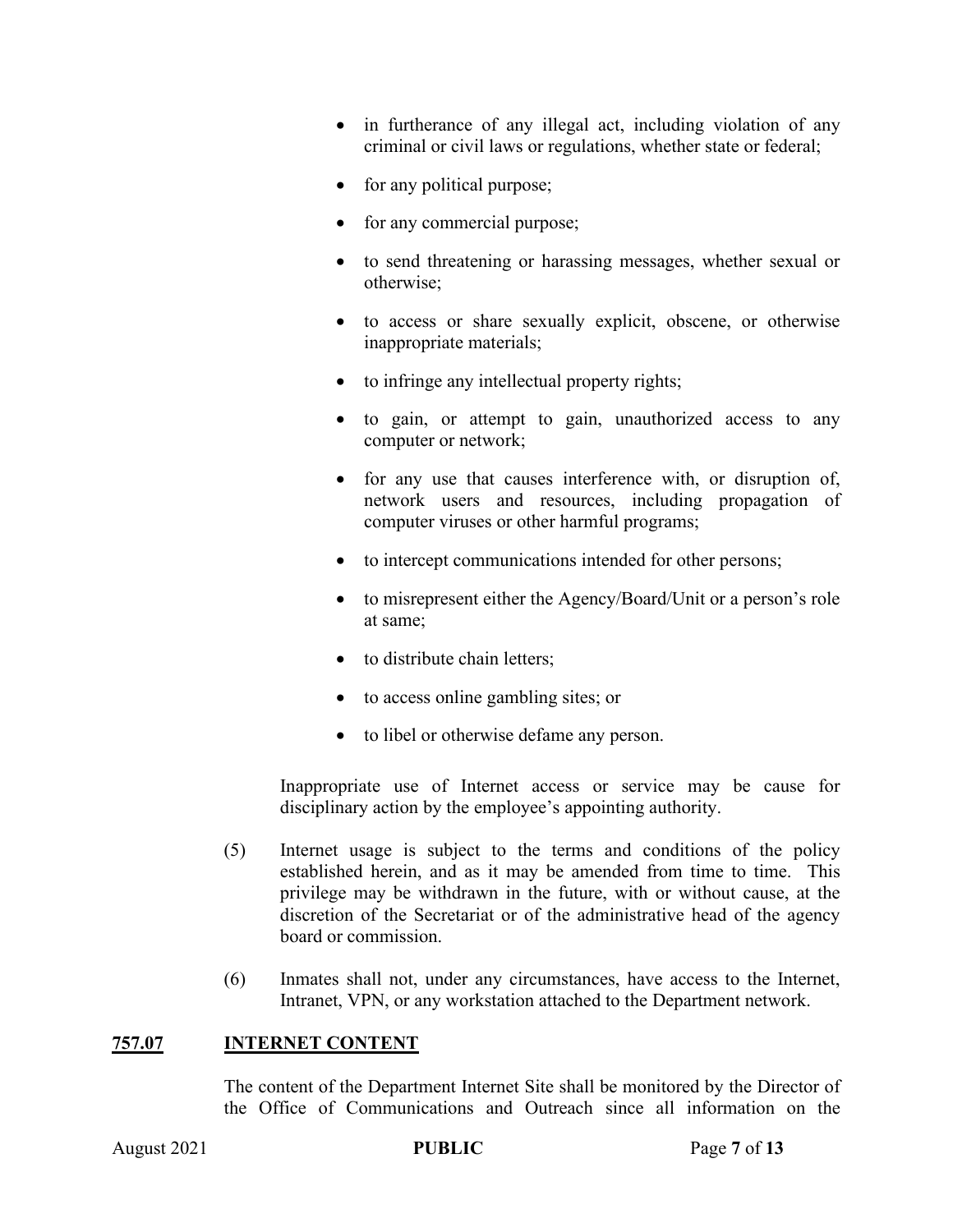- in furtherance of any illegal act, including violation of any criminal or civil laws or regulations, whether state or federal;
- for any political purpose;
- for any commercial purpose;
- to send threatening or harassing messages, whether sexual or otherwise;
- to access or share sexually explicit, obscene, or otherwise inappropriate materials;
- to infringe any intellectual property rights;
- to gain, or attempt to gain, unauthorized access to any computer or network;
- for any use that causes interference with, or disruption of, network users and resources, including propagation of computer viruses or other harmful programs;
- to intercept communications intended for other persons;
- to misrepresent either the Agency/Board/Unit or a person's role at same;
- to distribute chain letters;
- to access online gambling sites; or
- to libel or otherwise defame any person.

Inappropriate use of Internet access or service may be cause for disciplinary action by the employee's appointing authority.

(5) Internet usage is subject to the terms and conditions of the policy established herein, and as it may be amended from time to time. This privilege may be withdrawn in the future, with or without cause, at the discretion of the Secretariat or of the administrative head of the agency board or commission.

(6) Inmates shall not, under any circumstances, have access to the Internet, Intranet, VPN, or any workstation attached to the Department network.

## 757.07 INTERNET CONTENT

The content of the Department Internet Site shall be monitored by the Director of the Office of Communications and Outreach since all information on the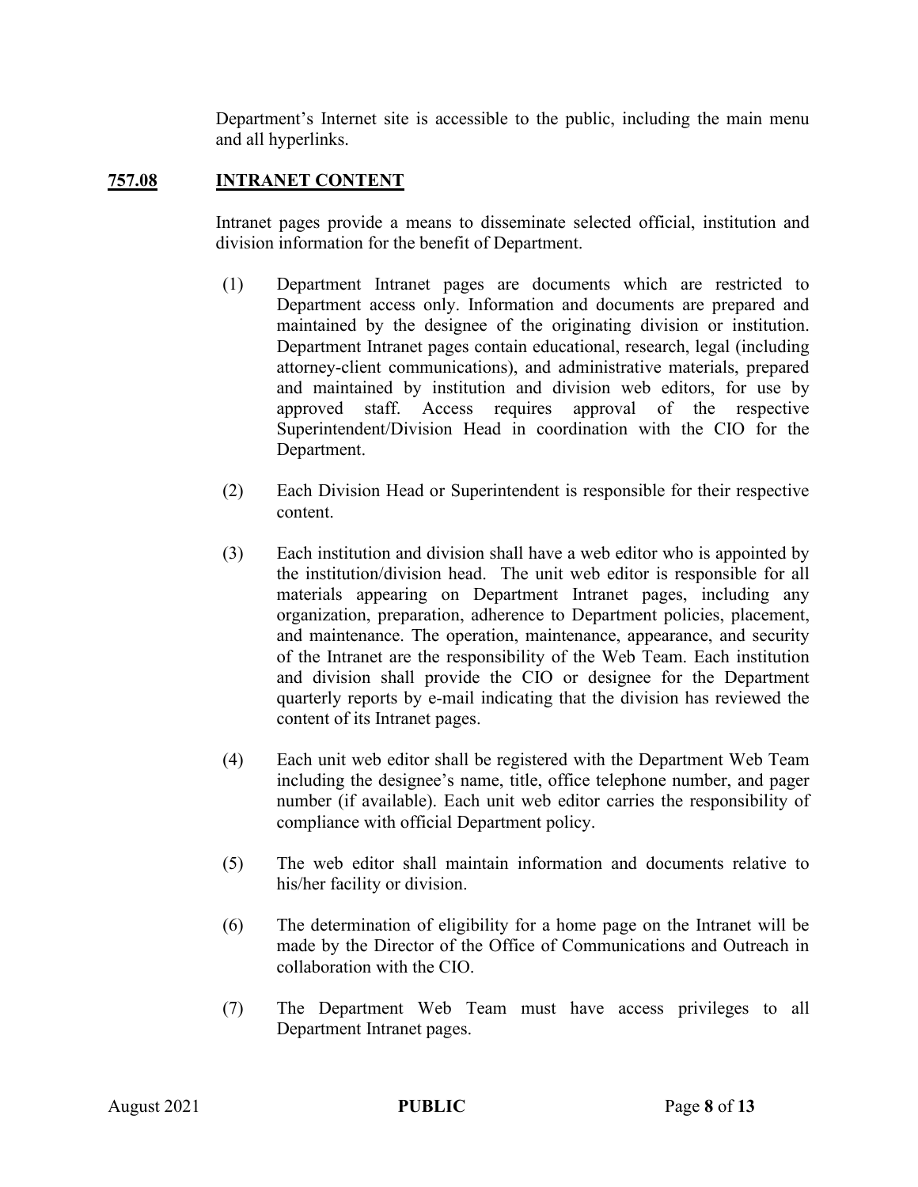Department's Internet site is accessible to the public, including the main menu and all hyperlinks.

## 757.08 INTRANET CONTENT

Intranet pages provide a means to disseminate selected official, institution and division information for the benefit of Department.

(1) Department Intranet pages are documents which are restricted to Department access only. Information and documents are prepared and maintained by the designee of the originating division or institution. Department Intranet pages contain educational, research, legal (including attorney-client communications), and administrative materials, prepared and maintained by institution and division web editors, for use by approved staff. Access requires approval of the respective Superintendent/Division Head in coordination with the CIO for the Department.

(2) Each Division Head or Superintendent is responsible for their respective content.

(3) Each institution and division shall have a web editor who is appointed by the institution/division head. The unit web editor is responsible for all materials appearing on Department Intranet pages, including any organization, preparation, adherence to Department policies, placement, and maintenance. The operation, maintenance, appearance, and security of the Intranet are the responsibility of the Web Team. Each institution and division shall provide the CIO or designee for the Department quarterly reports by e-mail indicating that the division has reviewed the content of its Intranet pages.

(4) Each unit web editor shall be registered with the Department Web Team including the designee's name, title, office telephone number, and pager number (if available). Each unit web editor carries the responsibility of compliance with official Department policy.

(5) The web editor shall maintain information and documents relative to his/her facility or division.

(6) The determination of eligibility for a home page on the Intranet will be made by the Director of the Office of Communications and Outreach in collaboration with the CIO.

(7) The Department Web Team must have access privileges to all Department Intranet pages.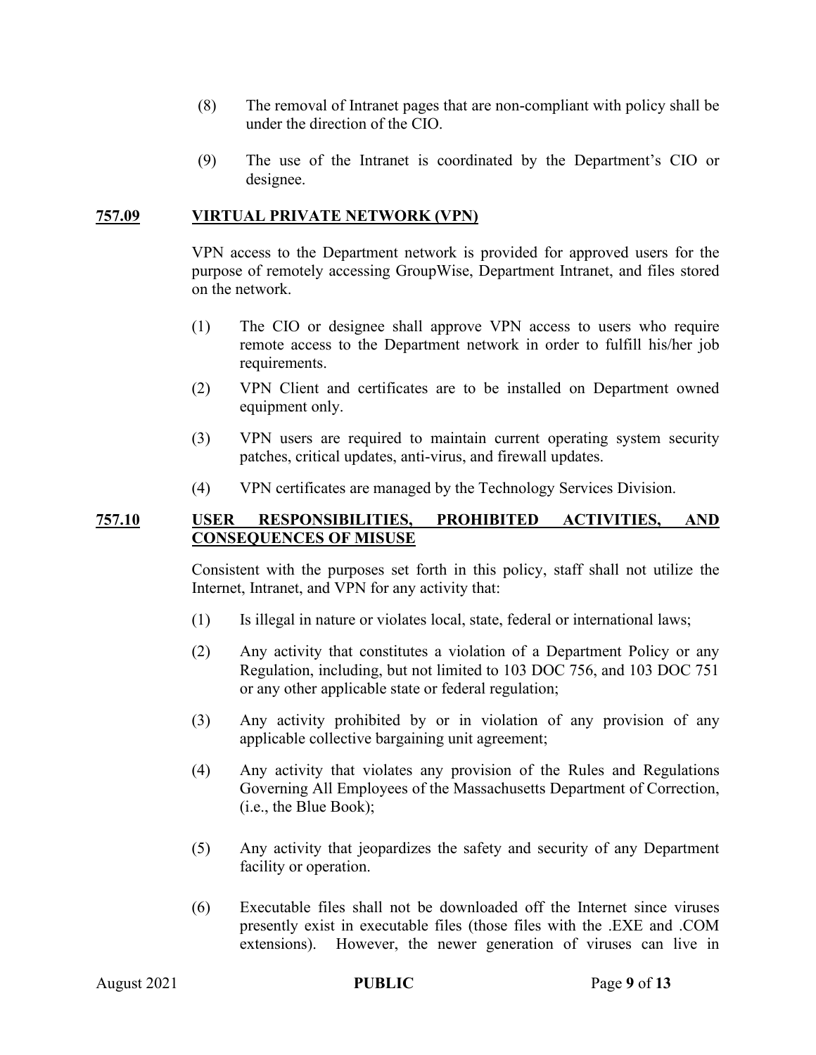(8) The removal of Intranet pages that are non-compliant with policy shall be under the direction of the CIO.

(9) The use of the Intranet is coordinated by the Department's CIO or designee.

## 757.09 VIRTUAL PRIVATE NETWORK (VPN)

VPN access to the Department network is provided for approved users for the purpose of remotely accessing GroupWise, Department Intranet, and files stored on the network.

(1) The CIO or designee shall approve VPN access to users who require remote access to the Department network in order to fulfill his/her job requirements.

(2) VPN Client and certificates are to be installed on Department owned equipment only.

(3) VPN users are required to maintain current operating system security patches, critical updates, anti-virus, and firewall updates.

(4) VPN certificates are managed by the Technology Services Division.

## 757.10 USER RESPONSIBILITIES, PROHIBITED ACTIVITIES, AND CONSEQUENCES OF MISUSE

Consistent with the purposes set forth in this policy, staff shall not utilize the Internet, Intranet, and VPN for any activity that:

(1) Is illegal in nature or violates local, state, federal or international laws;

(2) Any activity that constitutes a violation of a Department Policy or any Regulation, including, but not limited to 103 DOC 756, and 103 DOC 751 or any other applicable state or federal regulation;

(3) Any activity prohibited by or in violation of any provision of any applicable collective bargaining unit agreement;

(4) Any activity that violates any provision of the Rules and Regulations Governing All Employees of the Massachusetts Department of Correction, (i.e., the Blue Book);

(5) Any activity that jeopardizes the safety and security of any Department facility or operation.

(6) Executable files shall not be downloaded off the Internet since viruses presently exist in executable files (those files with the .EXE and .COM extensions). However, the newer generation of viruses can live in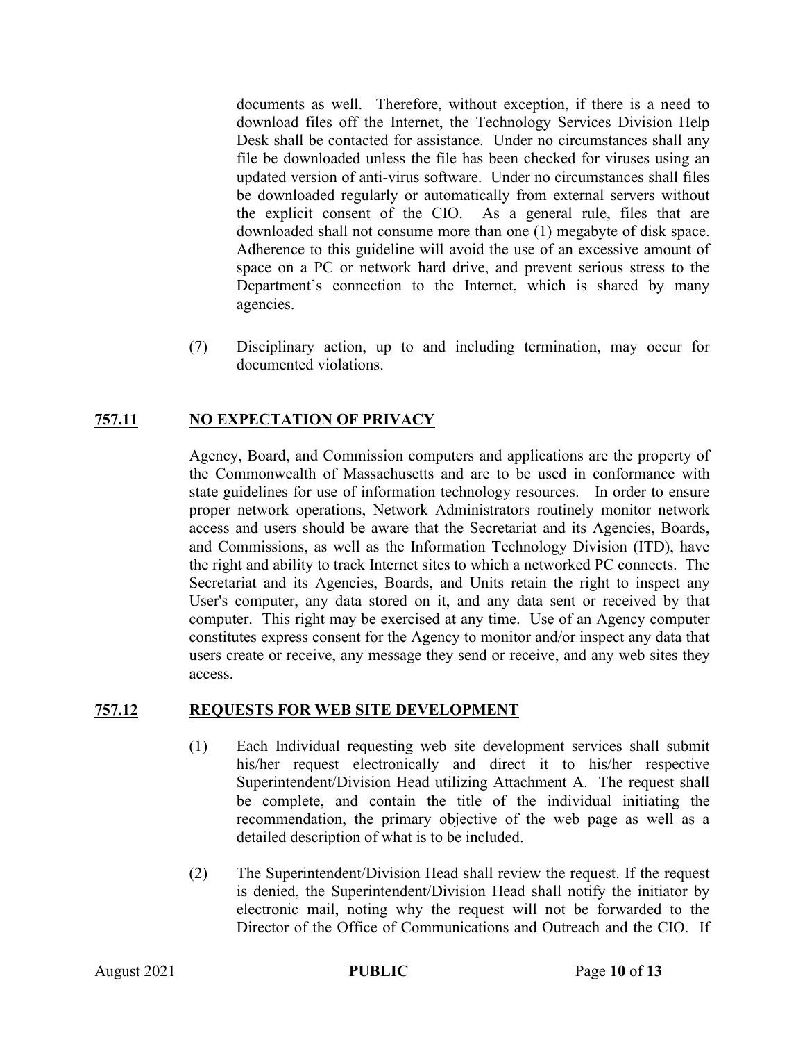documents as well. Therefore, without exception, if there is a need to download files off the Internet, the Technology Services Division Help Desk shall be contacted for assistance. Under no circumstances shall any file be downloaded unless the file has been checked for viruses using an updated version of anti-virus software. Under no circumstances shall files be downloaded regularly or automatically from external servers without the explicit consent of the CIO. As a general rule, files that are downloaded shall not consume more than one (1) megabyte of disk space. Adherence to this guideline will avoid the use of an excessive amount of space on a PC or network hard drive, and prevent serious stress to the Department's connection to the Internet, which is shared by many agencies.

(7) Disciplinary action, up to and including termination, may occur for documented violations.

## 757.11 NO EXPECTATION OF PRIVACY

Agency, Board, and Commission computers and applications are the property of the Commonwealth of Massachusetts and are to be used in conformance with state guidelines for use of information technology resources. In order to ensure proper network operations, Network Administrators routinely monitor network access and users should be aware that the Secretariat and its Agencies, Boards, and Commissions, as well as the Information Technology Division (ITD), have the right and ability to track Internet sites to which a networked PC connects. The Secretariat and its Agencies, Boards, and Units retain the right to inspect any User's computer, any data stored on it, and any data sent or received by that computer. This right may be exercised at any time. Use of an Agency computer constitutes express consent for the Agency to monitor and/or inspect any data that users create or receive, any message they send or receive, and any web sites they access.

## 757.12 REQUESTS FOR WEB SITE DEVELOPMENT

(1) Each Individual requesting web site development services shall submit his/her request electronically and direct it to his/her respective Superintendent/Division Head utilizing Attachment A. The request shall be complete, and contain the title of the individual initiating the recommendation, the primary objective of the web page as well as a detailed description of what is to be included.

(2) The Superintendent/Division Head shall review the request. If the request is denied, the Superintendent/Division Head shall notify the initiator by electronic mail, noting why the request will not be forwarded to the Director of the Office of Communications and Outreach and the CIO. If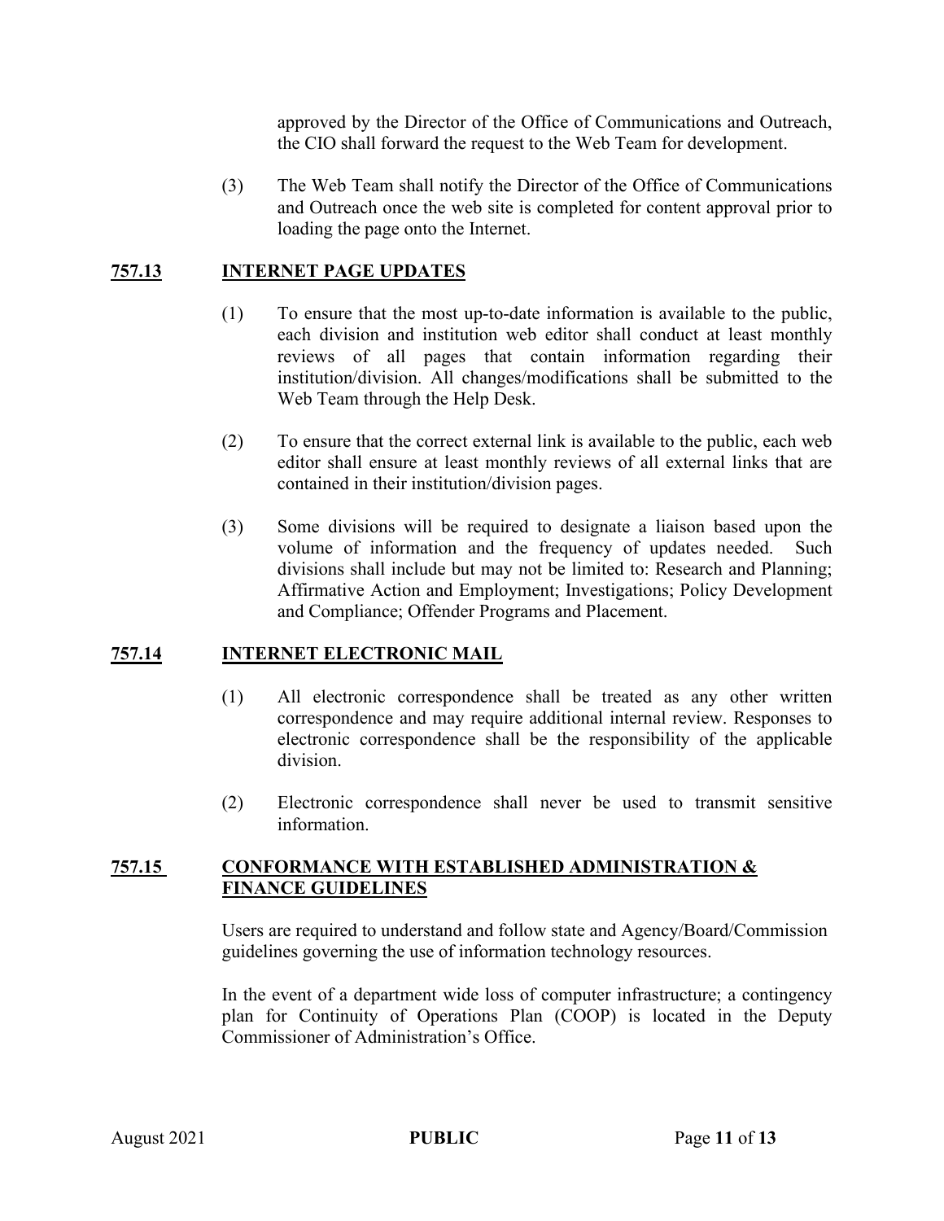approved by the Director of the Office of Communications and Outreach, the CIO shall forward the request to the Web Team for development.

(3) The Web Team shall notify the Director of the Office of Communications and Outreach once the web site is completed for content approval prior to loading the page onto the Internet.

## 757.13 INTERNET PAGE UPDATES

(1) To ensure that the most up-to-date information is available to the public, each division and institution web editor shall conduct at least monthly reviews of all pages that contain information regarding their institution/division. All changes/modifications shall be submitted to the Web Team through the Help Desk.

(2) To ensure that the correct external link is available to the public, each web editor shall ensure at least monthly reviews of all external links that are contained in their institution/division pages.

(3) Some divisions will be required to designate a liaison based upon the volume of information and the frequency of updates needed. Such divisions shall include but may not be limited to: Research and Planning; Affirmative Action and Employment; Investigations; Policy Development and Compliance; Offender Programs and Placement.

## 757.14 INTERNET ELECTRONIC MAIL

(1) All electronic correspondence shall be treated as any other written correspondence and may require additional internal review. Responses to electronic correspondence shall be the responsibility of the applicable division.

(2) Electronic correspondence shall never be used to transmit sensitive information.

## 757.15 CONFORMANCE WITH ESTABLISHED ADMINISTRATION & FINANCE GUIDELINES

Users are required to understand and follow state and Agency/Board/Commission guidelines governing the use of information technology resources.

In the event of a department wide loss of computer infrastructure; a contingency plan for Continuity of Operations Plan (COOP) is located in the Deputy Commissioner of Administration's Office.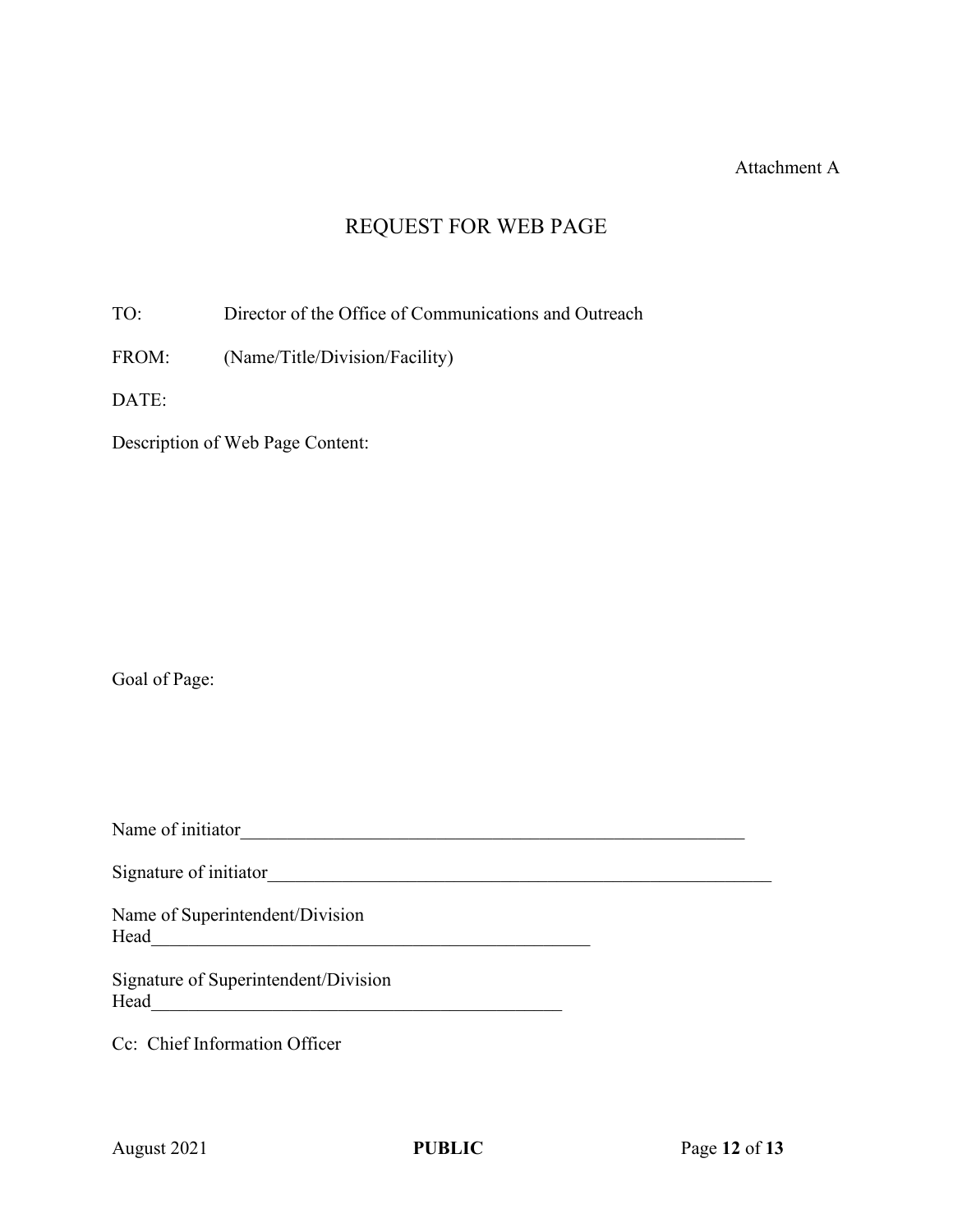Attachment A

# REQUEST FOR WEB PAGE

TO: Director of the Office of Communications and Outreach

FROM: (Name/Title/Division/Facility)

DATE:

Description of Web Page Content:

Goal of Page:

Name of initiator___________________________________________________________

Signature of initiator___________________________________________________________

Name of Superintendent/Division Head__________________________________________________

Signature of Superintendent/Division Head_______________________________________________

Cc: Chief Information Officer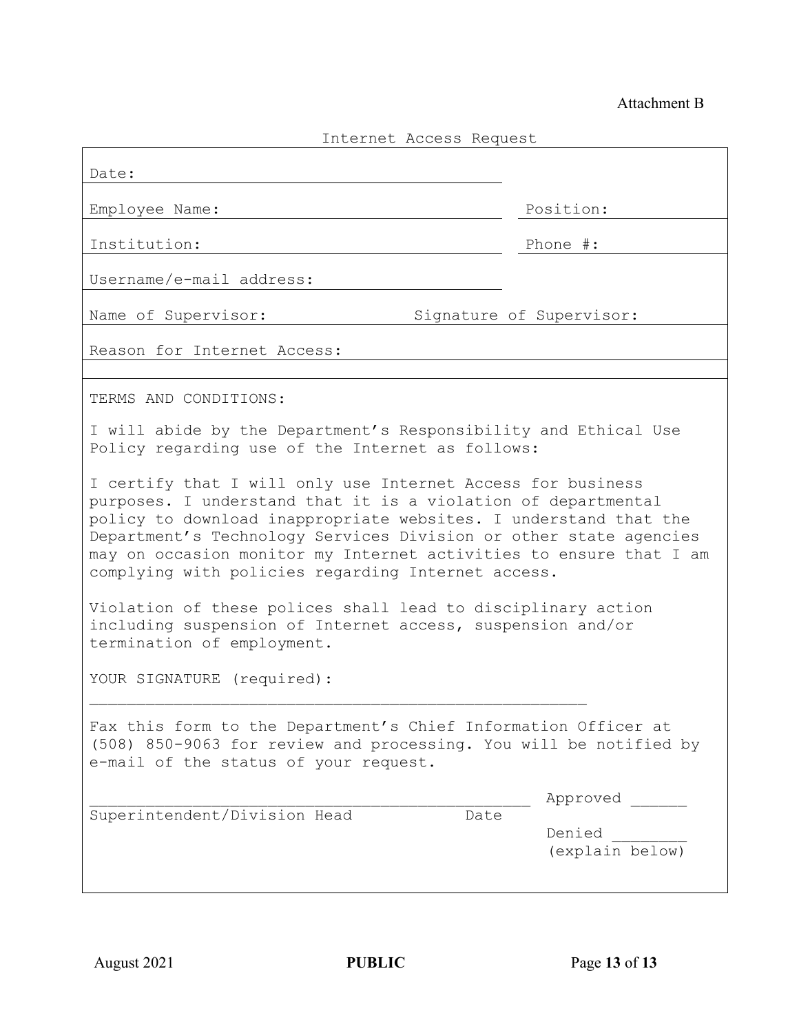Attachment B

## Internet Access Request

Date:

Employee Name: Position:

Institution: Phone #:

Username/e-mail address:

Name of Supervisor: Signature of Supervisor:

Reason for Internet Access:

TERMS AND CONDITIONS:

I will abide by the Department's Responsibility and Ethical Use Policy regarding use of the Internet as follows:

I certify that I will only use Internet Access for business purposes. I understand that it is a violation of departmental policy to download inappropriate websites. I understand that the Department's Technology Services Division or other state agencies may on occasion monitor my Internet activities to ensure that I am complying with policies regarding Internet access.

Violation of these polices shall lead to disciplinary action including suspension of Internet access, suspension and/or termination of employment.

YOUR SIGNATURE (required):

_____________________________________________________

Fax this form to the Department's Chief Information Officer at (508) 850-9063 for review and processing. You will be notified by e-mail of the status of your request.

_______________________________________________ Approved ______

Superintendent/Division Head Date

Denied ________
(explain below)